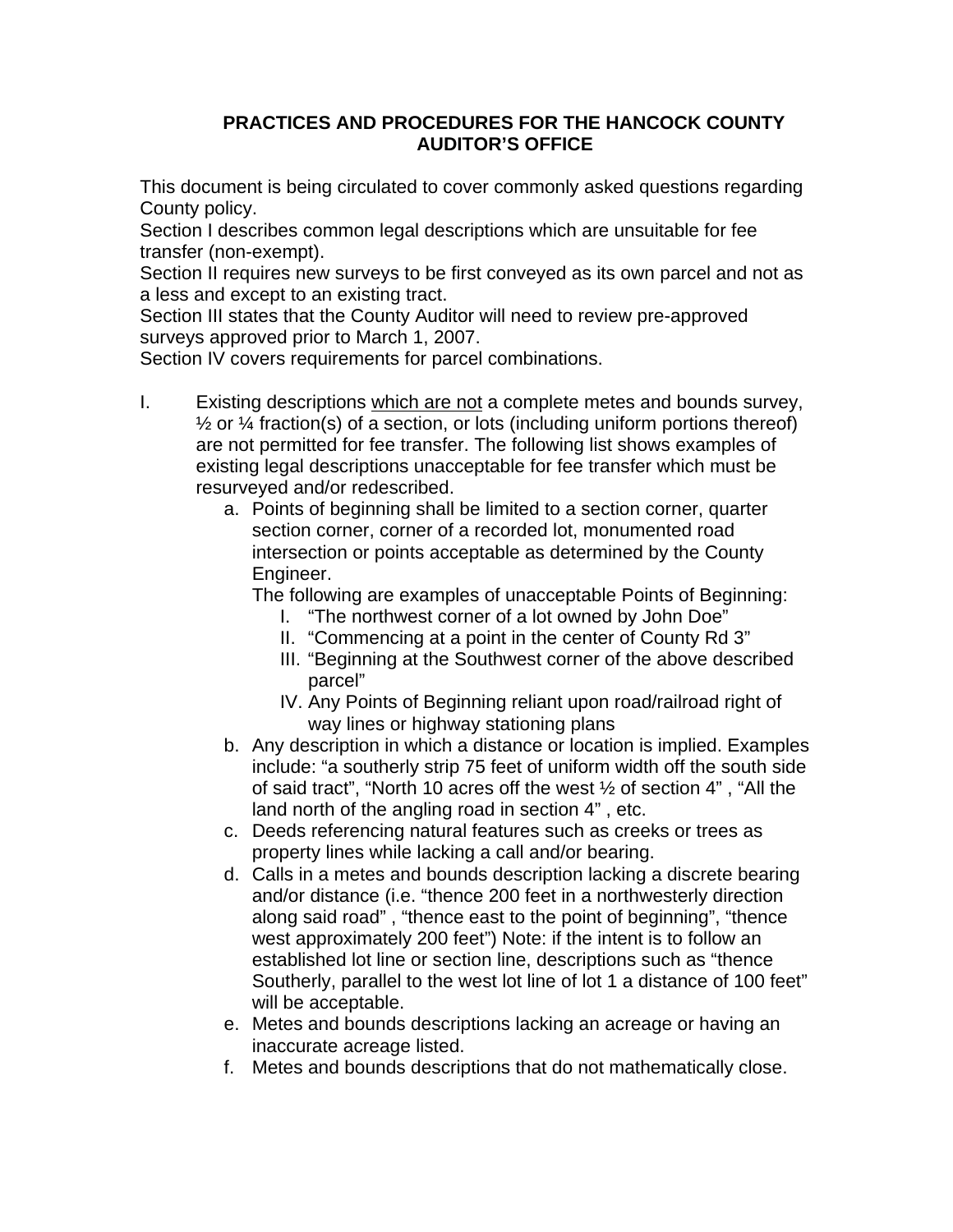# PRACTICES AND PROCEDURES FOR THE HANCOCK COUNTY AUDITOR'S OFFICE

This document is being circulated to cover commonly asked questions regarding County policy.

Section I describes common legal descriptions which are unsuitable for fee transfer (non-exempt).

Section II requires new surveys to be first conveyed as its own parcel and not as a less and except to an existing tract.

Section III states that the County Auditor will need to review pre-approved surveys approved prior to March 1, 2007.

Section IV covers requirements for parcel combinations.

I. Existing descriptions <u>which are not</u> a complete metes and bounds survey, ½ or ¼ fraction(s) of a section, or lots (including uniform portions thereof) are not permitted for fee transfer. The following list shows examples of existing legal descriptions unacceptable for fee transfer which must be resurveyed and/or redescribed.

   a. Points of beginning shall be limited to a section corner, quarter section corner, corner of a recorded lot, monumented road intersection or points acceptable as determined by the County Engineer.

      The following are examples of unacceptable Points of Beginning:

      I. "The northwest corner of a lot owned by John Doe"
      II. "Commencing at a point in the center of County Rd 3"
      III. "Beginning at the Southwest corner of the above described parcel"
      IV. Any Points of Beginning reliant upon road/railroad right of way lines or highway stationing plans

   b. Any description in which a distance or location is implied. Examples include: "a southerly strip 75 feet of uniform width off the south side of said tract", "North 10 acres off the west ½ of section 4" , "All the land north of the angling road in section 4" , etc.

   c. Deeds referencing natural features such as creeks or trees as property lines while lacking a call and/or bearing.

   d. Calls in a metes and bounds description lacking a discrete bearing and/or distance (i.e. "thence 200 feet in a northwesterly direction along said road" , "thence east to the point of beginning", "thence west approximately 200 feet") Note: if the intent is to follow an established lot line or section line, descriptions such as "thence Southerly, parallel to the west lot line of lot 1 a distance of 100 feet" will be acceptable.

   e. Metes and bounds descriptions lacking an acreage or having an inaccurate acreage listed.

   f. Metes and bounds descriptions that do not mathematically close.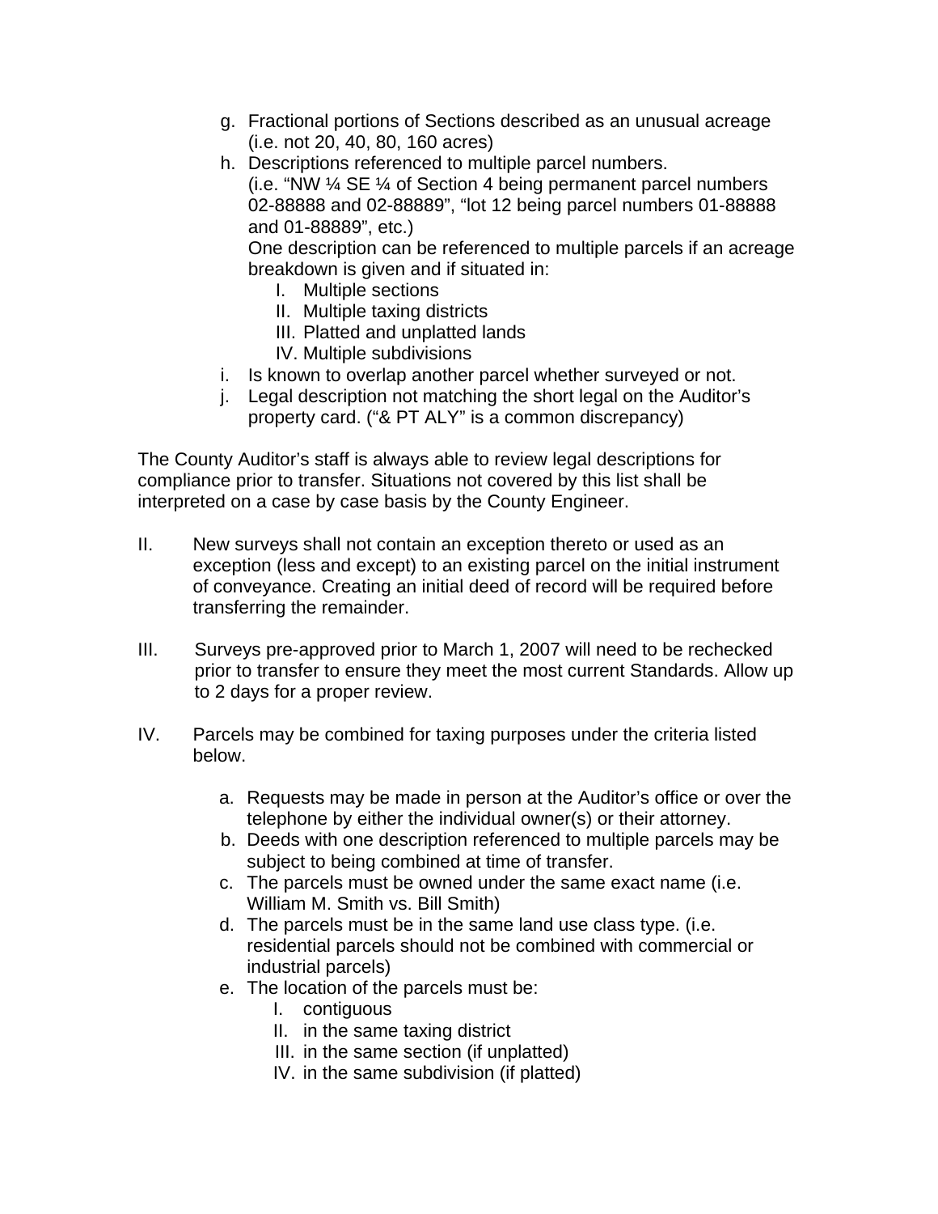g. Fractional portions of Sections described as an unusual acreage (i.e. not 20, 40, 80, 160 acres)

h. Descriptions referenced to multiple parcel numbers. (i.e. "NW ¼ SE ¼ of Section 4 being permanent parcel numbers 02-88888 and 02-88889", "lot 12 being parcel numbers 01-88888 and 01-88889", etc.)
   One description can be referenced to multiple parcels if an acreage breakdown is given and if situated in:
   I. Multiple sections
   II. Multiple taxing districts
   III. Platted and unplatted lands
   IV. Multiple subdivisions

i. Is known to overlap another parcel whether surveyed or not.

j. Legal description not matching the short legal on the Auditor's property card. ("& PT ALY" is a common discrepancy)

The County Auditor's staff is always able to review legal descriptions for compliance prior to transfer. Situations not covered by this list shall be interpreted on a case by case basis by the County Engineer.

II. New surveys shall not contain an exception thereto or used as an exception (less and except) to an existing parcel on the initial instrument of conveyance. Creating an initial deed of record will be required before transferring the remainder.

III. Surveys pre-approved prior to March 1, 2007 will need to be rechecked prior to transfer to ensure they meet the most current Standards. Allow up to 2 days for a proper review.

IV. Parcels may be combined for taxing purposes under the criteria listed below.

   a. Requests may be made in person at the Auditor's office or over the telephone by either the individual owner(s) or their attorney.
   b. Deeds with one description referenced to multiple parcels may be subject to being combined at time of transfer.
   c. The parcels must be owned under the same exact name (i.e. William M. Smith vs. Bill Smith)
   d. The parcels must be in the same land use class type. (i.e. residential parcels should not be combined with commercial or industrial parcels)
   e. The location of the parcels must be:
      I. contiguous
      II. in the same taxing district
      III. in the same section (if unplatted)
      IV. in the same subdivision (if platted)